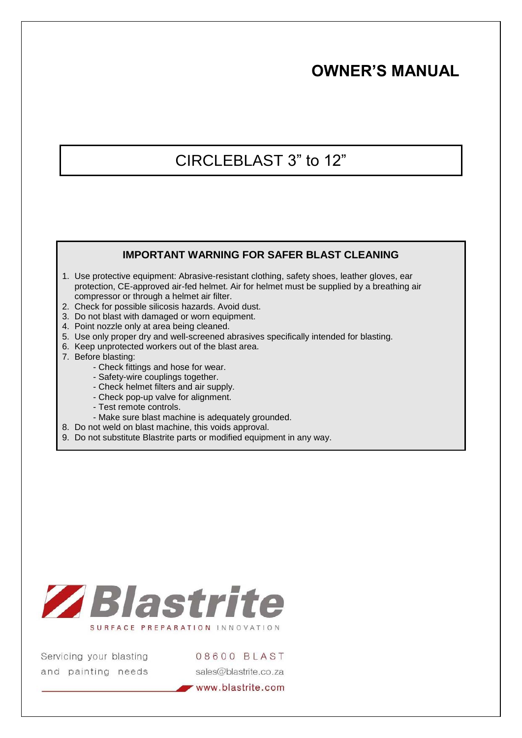# OWNER'S MANUAL

## CIRCLEBLAST 3" to 12"

### IMPORTANT WARNING FOR SAFER BLAST CLEANING

1. Use protective equipment: Abrasive-resistant clothing, safety shoes, leather gloves, ear protection, CE-approved air-fed helmet. Air for helmet must be supplied by a breathing air compressor or through a helmet air filter.
2. Check for possible silicosis hazards. Avoid dust.
3. Do not blast with damaged or worn equipment.
4. Point nozzle only at area being cleaned.
5. Use only proper dry and well-screened abrasives specifically intended for blasting.
6. Keep unprotected workers out of the blast area.
7. Before blasting:
   - Check fittings and hose for wear.
   - Safety-wire couplings together.
   - Check helmet filters and air supply.
   - Check pop-up valve for alignment.
   - Test remote controls.
   - Make sure blast machine is adequately grounded.
8. Do not weld on blast machine, this voids approval.
9. Do not substitute Blastrite parts or modified equipment in any way.

Blastrite
SURFACE PREPARATION INNOVATION

Servicing your blasting and painting needs

08600 BLAST
sales@blastrite.co.za
www.blastrite.com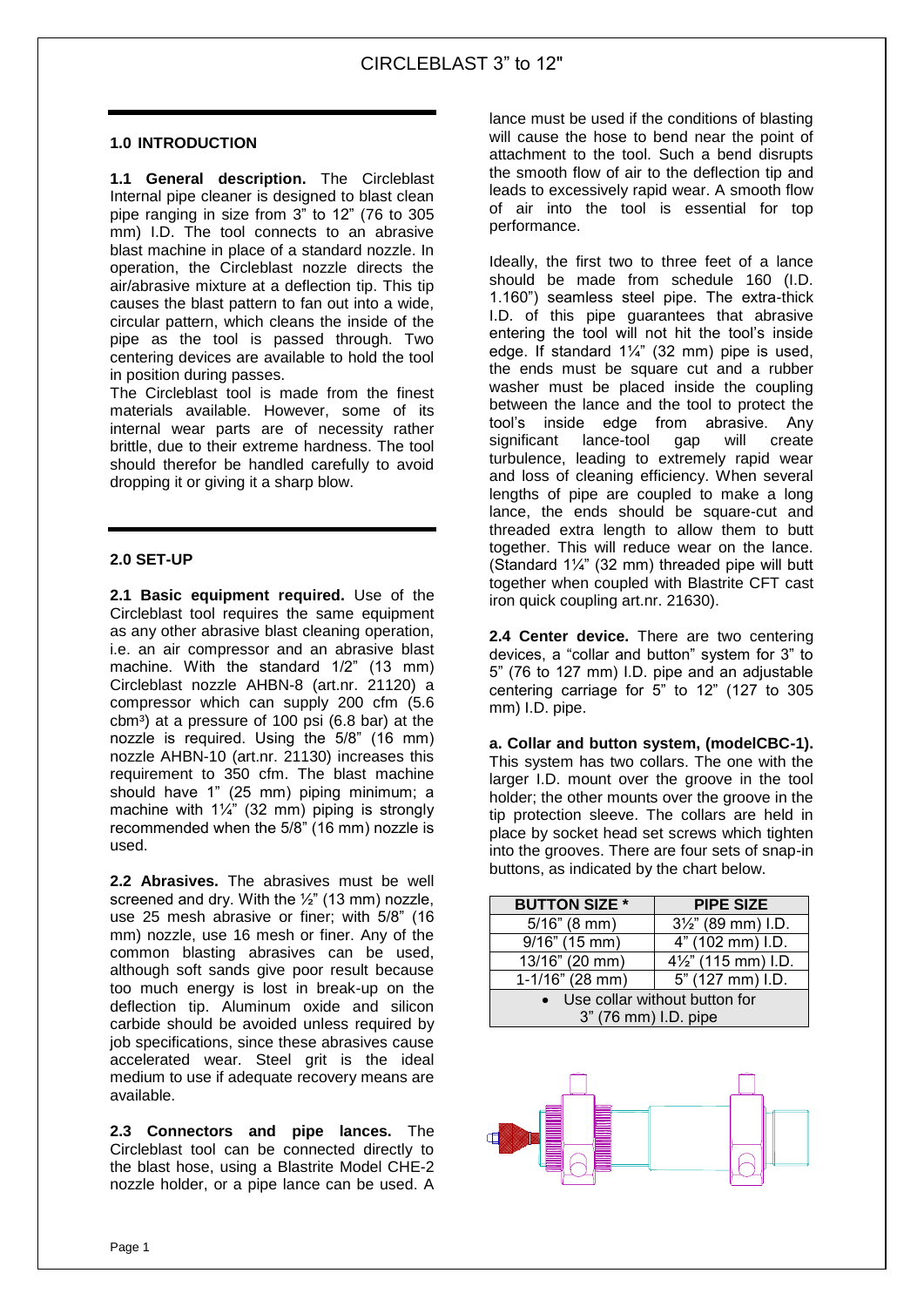# CIRCLEBLAST 3" to 12"

## 1.0 INTRODUCTION

**1.1 General description.** The Circleblast Internal pipe cleaner is designed to blast clean pipe ranging in size from 3" to 12" (76 to 305 mm) I.D. The tool connects to an abrasive blast machine in place of a standard nozzle. In operation, the Circleblast nozzle directs the air/abrasive mixture at a deflection tip. This tip causes the blast pattern to fan out into a wide, circular pattern, which cleans the inside of the pipe as the tool is passed through. Two centering devices are available to hold the tool in position during passes.

The Circleblast tool is made from the finest materials available. However, some of its internal wear parts are of necessity rather brittle, due to their extreme hardness. The tool should therefor be handled carefully to avoid dropping it or giving it a sharp blow.

## 2.0 SET-UP

**2.1 Basic equipment required.** Use of the Circleblast tool requires the same equipment as any other abrasive blast cleaning operation, i.e. an air compressor and an abrasive blast machine. With the standard 1/2" (13 mm) Circleblast nozzle AHBN-8 (art.nr. 21120) a compressor which can supply 200 cfm (5.6 cbm³) at a pressure of 100 psi (6.8 bar) at the nozzle is required. Using the 5/8" (16 mm) nozzle AHBN-10 (art.nr. 21130) increases this requirement to 350 cfm. The blast machine should have 1" (25 mm) piping minimum; a machine with 1¼" (32 mm) piping is strongly recommended when the 5/8" (16 mm) nozzle is used.

**2.2 Abrasives.** The abrasives must be well screened and dry. With the ½" (13 mm) nozzle, use 25 mesh abrasive or finer; with 5/8" (16 mm) nozzle, use 16 mesh or finer. Any of the common blasting abrasives can be used, although soft sands give poor result because too much energy is lost in break-up on the deflection tip. Aluminum oxide and silicon carbide should be avoided unless required by job specifications, since these abrasives cause accelerated wear. Steel grit is the ideal medium to use if adequate recovery means are available.

**2.3 Connectors and pipe lances.** The Circleblast tool can be connected directly to the blast hose, using a Blastrite Model CHE-2 nozzle holder, or a pipe lance can be used. A lance must be used if the conditions of blasting will cause the hose to bend near the point of attachment to the tool. Such a bend disrupts the smooth flow of air to the deflection tip and leads to excessively rapid wear. A smooth flow of air into the tool is essential for top performance.

Ideally, the first two to three feet of a lance should be made from schedule 160 (I.D. 1.160") seamless steel pipe. The extra-thick I.D. of this pipe guarantees that abrasive entering the tool will not hit the tool's inside edge. If standard 1¼" (32 mm) pipe is used, the ends must be square cut and a rubber washer must be placed inside the coupling between the lance and the tool to protect the tool's inside edge from abrasive. Any significant lance-tool gap will create turbulence, leading to extremely rapid wear and loss of cleaning efficiency. When several lengths of pipe are coupled to make a long lance, the ends should be square-cut and threaded extra length to allow them to butt together. This will reduce wear on the lance. (Standard 1¼" (32 mm) threaded pipe will butt together when coupled with Blastrite CFT cast iron quick coupling art.nr. 21630).

**2.4 Center device.** There are two centering devices, a "collar and button" system for 3" to 5" (76 to 127 mm) I.D. pipe and an adjustable centering carriage for 5" to 12" (127 to 305 mm) I.D. pipe.

**a. Collar and button system, (modelCBC-1).** This system has two collars. The one with the larger I.D. mount over the groove in the tool holder; the other mounts over the groove in the tip protection sleeve. The collars are held in place by socket head set screws which tighten into the grooves. There are four sets of snap-in buttons, as indicated by the chart below.

| BUTTON SIZE * | PIPE SIZE |
|---|---|
| 5/16" (8 mm) | 3½" (89 mm) I.D. |
| 9/16" (15 mm) | 4" (102 mm) I.D. |
| 13/16" (20 mm) | 4½" (115 mm) I.D. |
| 1-1/16" (28 mm) | 5" (127 mm) I.D. |
| • Use collar without button for 3" (76 mm) I.D. pipe | |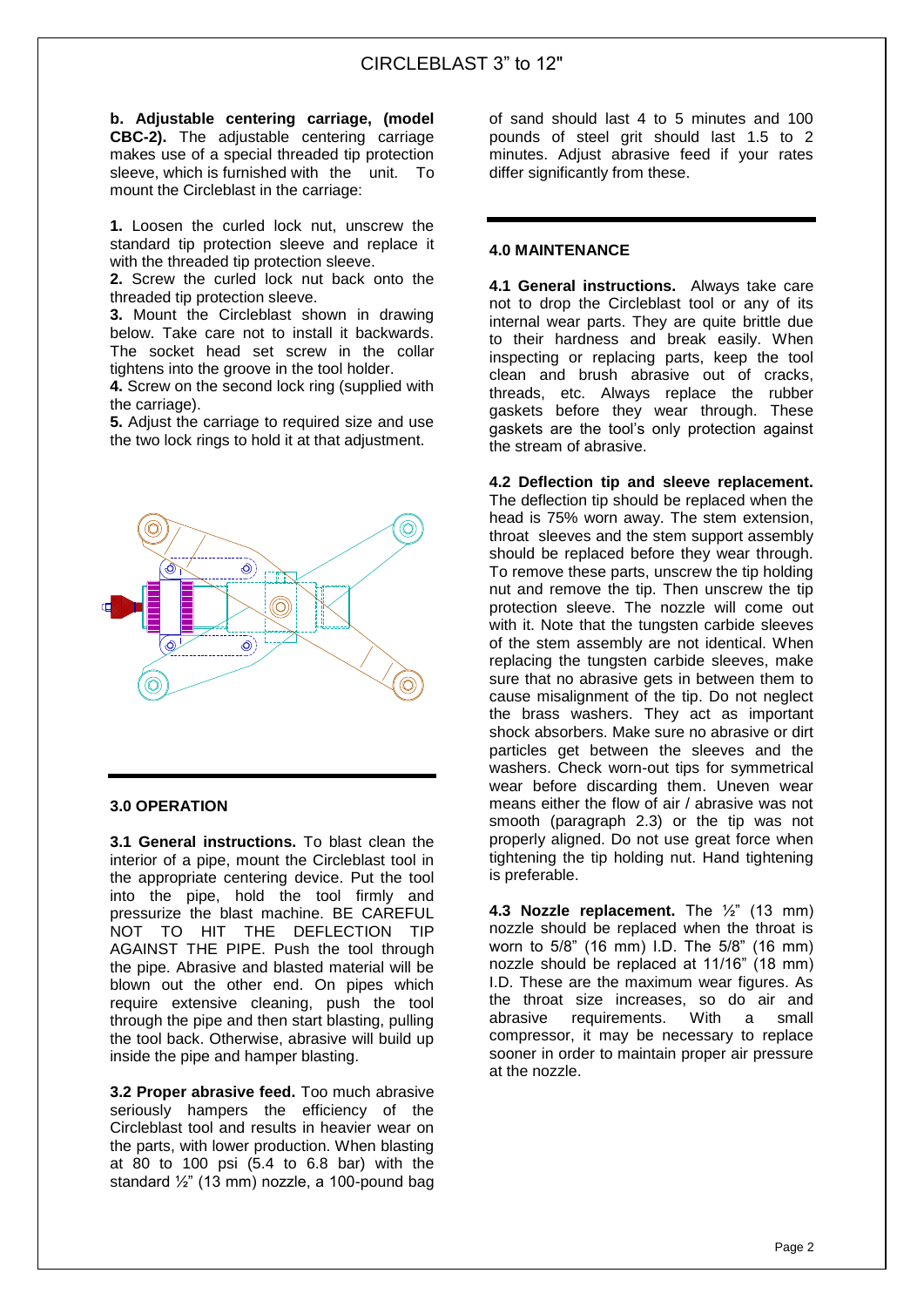**b. Adjustable centering carriage, (model CBC-2).** The adjustable centering carriage makes use of a special threaded tip protection sleeve, which is furnished with the unit. To mount the Circleblast in the carriage:

**1.** Loosen the curled lock nut, unscrew the standard tip protection sleeve and replace it with the threaded tip protection sleeve.
**2.** Screw the curled lock nut back onto the threaded tip protection sleeve.
**3.** Mount the Circleblast shown in drawing below. Take care not to install it backwards. The socket head set screw in the collar tightens into the groove in the tool holder.
**4.** Screw on the second lock ring (supplied with the carriage).
**5.** Adjust the carriage to required size and use the two lock rings to hold it at that adjustment.

## 3.0 OPERATION

**3.1 General instructions.** To blast clean the interior of a pipe, mount the Circleblast tool in the appropriate centering device. Put the tool into the pipe, hold the tool firmly and pressurize the blast machine. BE CAREFUL NOT TO HIT THE DEFLECTION TIP AGAINST THE PIPE. Push the tool through the pipe. Abrasive and blasted material will be blown out the other end. On pipes which require extensive cleaning, push the tool through the pipe and then start blasting, pulling the tool back. Otherwise, abrasive will build up inside the pipe and hamper blasting.

**3.2 Proper abrasive feed.** Too much abrasive seriously hampers the efficiency of the Circleblast tool and results in heavier wear on the parts, with lower production. When blasting at 80 to 100 psi (5.4 to 6.8 bar) with the standard ½" (13 mm) nozzle, a 100-pound bag of sand should last 4 to 5 minutes and 100 pounds of steel grit should last 1.5 to 2 minutes. Adjust abrasive feed if your rates differ significantly from these.

## 4.0 MAINTENANCE

**4.1 General instructions.** Always take care not to drop the Circleblast tool or any of its internal wear parts. They are quite brittle due to their hardness and break easily. When inspecting or replacing parts, keep the tool clean and brush abrasive out of cracks, threads, etc. Always replace the rubber gaskets before they wear through. These gaskets are the tool's only protection against the stream of abrasive.

**4.2 Deflection tip and sleeve replacement.** The deflection tip should be replaced when the head is 75% worn away. The stem extension, throat sleeves and the stem support assembly should be replaced before they wear through. To remove these parts, unscrew the tip holding nut and remove the tip. Then unscrew the tip protection sleeve. The nozzle will come out with it. Note that the tungsten carbide sleeves of the stem assembly are not identical. When replacing the tungsten carbide sleeves, make sure that no abrasive gets in between them to cause misalignment of the tip. Do not neglect the brass washers. They act as important shock absorbers. Make sure no abrasive or dirt particles get between the sleeves and the washers. Check worn-out tips for symmetrical wear before discarding them. Uneven wear means either the flow of air / abrasive was not smooth (paragraph 2.3) or the tip was not properly aligned. Do not use great force when tightening the tip holding nut. Hand tightening is preferable.

**4.3 Nozzle replacement.** The ½" (13 mm) nozzle should be replaced when the throat is worn to 5/8" (16 mm) I.D. The 5/8" (16 mm) nozzle should be replaced at 11/16" (18 mm) I.D. These are the maximum wear figures. As the throat size increases, so do air and abrasive requirements. With a small compressor, it may be necessary to replace sooner in order to maintain proper air pressure at the nozzle.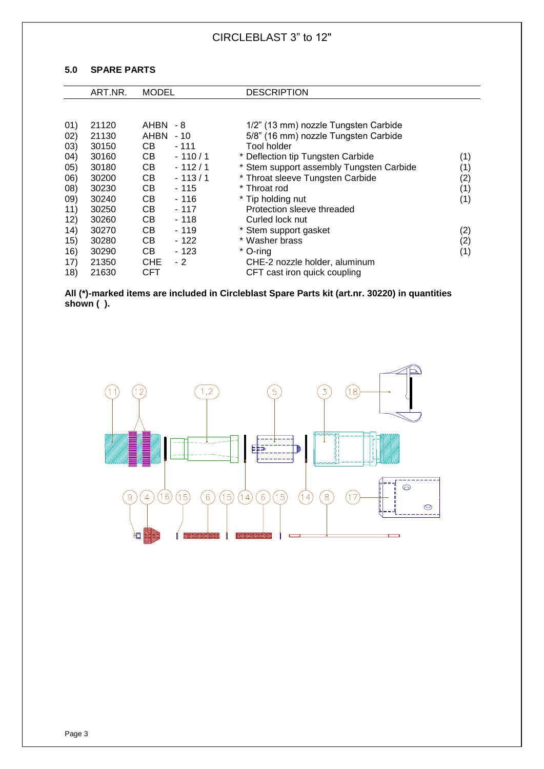# CIRCLEBLAST 3" to 12"

## 5.0 SPARE PARTS

| | ART.NR. | MODEL | | DESCRIPTION | |
|---|---|---|---|---|---|
| 01) | 21120 | AHBN | - 8 | 1/2" (13 mm) nozzle Tungsten Carbide | |
| 02) | 21130 | AHBN | - 10 | 5/8" (16 mm) nozzle Tungsten Carbide | |
| 03) | 30150 | CB | - 111 | Tool holder | |
| 04) | 30160 | CB | - 110 / 1 | * Deflection tip Tungsten Carbide | (1) |
| 05) | 30180 | CB | - 112 / 1 | * Stem support assembly Tungsten Carbide | (1) |
| 06) | 30200 | CB | - 113 / 1 | * Throat sleeve Tungsten Carbide | (2) |
| 08) | 30230 | CB | - 115 | * Throat rod | (1) |
| 09) | 30240 | CB | - 116 | * Tip holding nut | (1) |
| 11) | 30250 | CB | - 117 | Protection sleeve threaded | |
| 12) | 30260 | CB | - 118 | Curled lock nut | |
| 14) | 30270 | CB | - 119 | * Stem support gasket | (2) |
| 15) | 30280 | CB | - 122 | * Washer brass | (2) |
| 16) | 30290 | CB | - 123 | * O-ring | (1) |
| 17) | 21350 | CHE | - 2 | CHE-2 nozzle holder, aluminum | |
| 18) | 21630 | CFT | | CFT cast iron quick coupling | |

**All (*)-marked items are included in Circleblast Spare Parts kit (art.nr. 30220) in quantities shown ( ).**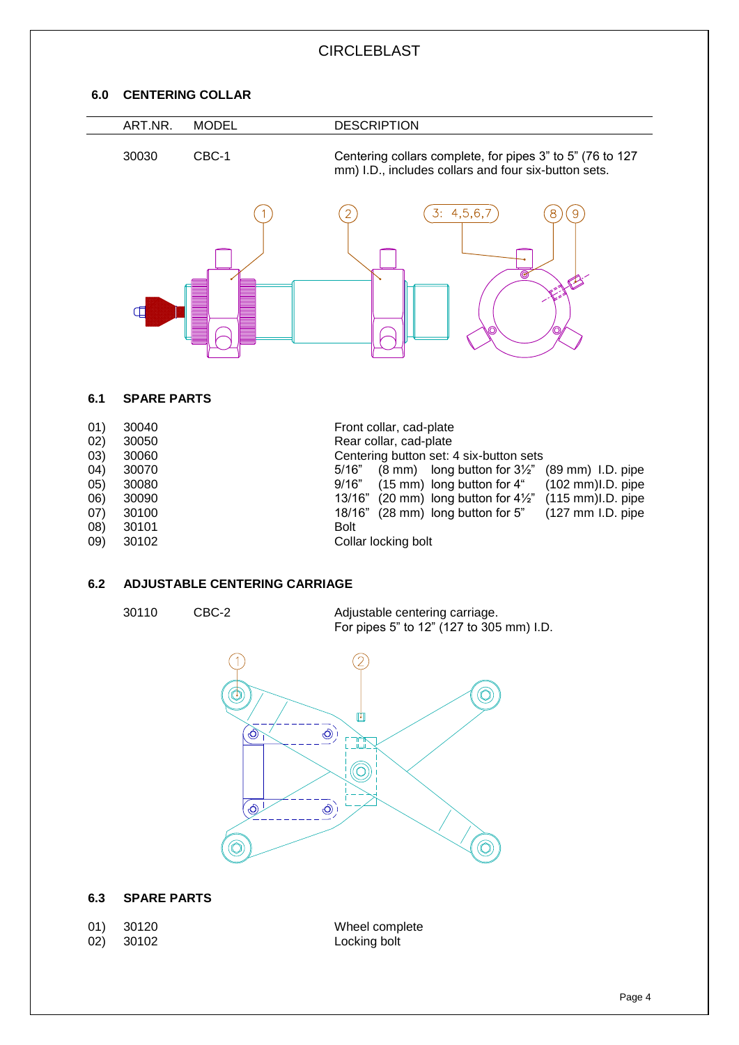# CIRCLEBLAST

## 6.0 CENTERING COLLAR

| ART.NR. | MODEL | DESCRIPTION |
|---|---|---|
| 30030 | CBC-1 | Centering collars complete, for pipes 3" to 5" (76 to 127 mm) I.D., includes collars and four six-button sets. |

1 &nbsp;&nbsp; 2 &nbsp;&nbsp; 3: 4,5,6,7 &nbsp;&nbsp; 8 &nbsp;&nbsp; 9

## 6.1 SPARE PARTS

| | | |
|---|---|---|
| 01) | 30040 | Front collar, cad-plate |
| 02) | 30050 | Rear collar, cad-plate |
| 03) | 30060 | Centering button set: 4 six-button sets |
| 04) | 30070 | 5/16" (8 mm) long button for 3½" (89 mm) I.D. pipe |
| 05) | 30080 | 9/16" (15 mm) long button for 4" (102 mm)I.D. pipe |
| 06) | 30090 | 13/16" (20 mm) long button for 4½" (115 mm)I.D. pipe |
| 07) | 30100 | 18/16" (28 mm) long button for 5" (127 mm I.D. pipe |
| 08) | 30101 | Bolt |
| 09) | 30102 | Collar locking bolt |

## 6.2 ADJUSTABLE CENTERING CARRIAGE

| | | |
|---|---|---|
| 30110 | CBC-2 | Adjustable centering carriage. For pipes 5" to 12" (127 to 305 mm) I.D. |

1 &nbsp;&nbsp; 2

## 6.3 SPARE PARTS

| | | |
|---|---|---|
| 01) | 30120 | Wheel complete |
| 02) | 30102 | Locking bolt |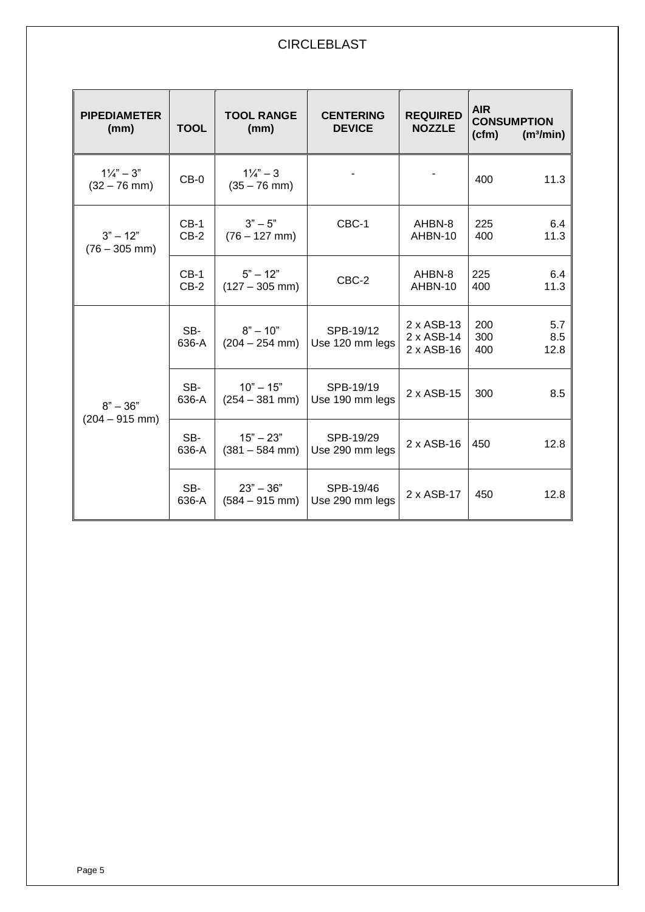# CIRCLEBLAST

| PIPEDIAMETER (mm) | TOOL | TOOL RANGE (mm) | CENTERING DEVICE | REQUIRED NOZZLE | AIR CONSUMPTION (cfm) | AIR CONSUMPTION (m³/min) |
|---|---|---|---|---|---|---|
| 1¼" – 3" (32 – 76 mm) | CB-0 | 1¼" – 3 (35 – 76 mm) | - | - | 400 | 11.3 |
| 3" – 12" (76 – 305 mm) | CB-1<br>CB-2 | 3" – 5" (76 – 127 mm) | CBC-1 | AHBN-8<br>AHBN-10 | 225<br>400 | 6.4<br>11.3 |
| | CB-1<br>CB-2 | 5" – 12" (127 – 305 mm) | CBC-2 | AHBN-8<br>AHBN-10 | 225<br>400 | 6.4<br>11.3 |
| 8" – 36" (204 – 915 mm) | SB-636-A | 8" – 10" (204 – 254 mm) | SPB-19/12 Use 120 mm legs | 2 x ASB-13<br>2 x ASB-14<br>2 x ASB-16 | 200<br>300<br>400 | 5.7<br>8.5<br>12.8 |
| | SB-636-A | 10" – 15" (254 – 381 mm) | SPB-19/19 Use 190 mm legs | 2 x ASB-15 | 300 | 8.5 |
| | SB-636-A | 15" – 23" (381 – 584 mm) | SPB-19/29 Use 290 mm legs | 2 x ASB-16 | 450 | 12.8 |
| | SB-636-A | 23" – 36" (584 – 915 mm) | SPB-19/46 Use 290 mm legs | 2 x ASB-17 | 450 | 12.8 |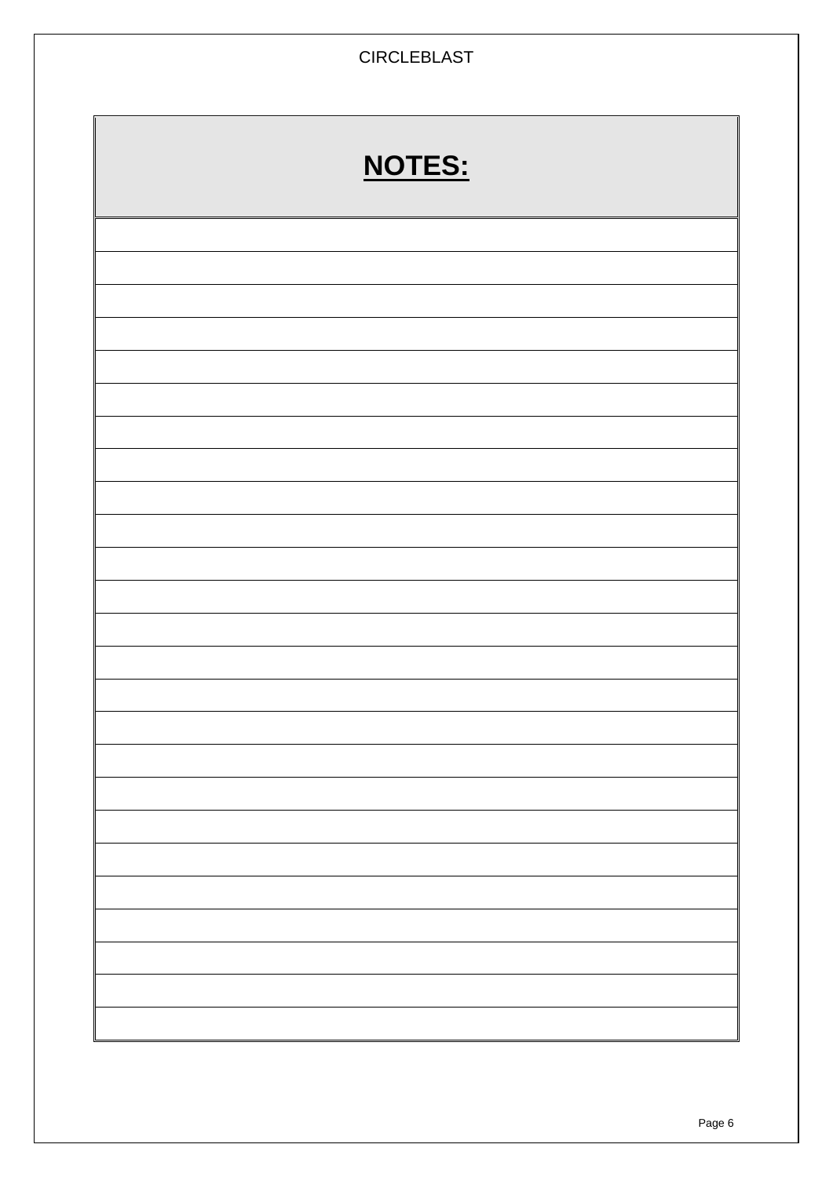# NOTES: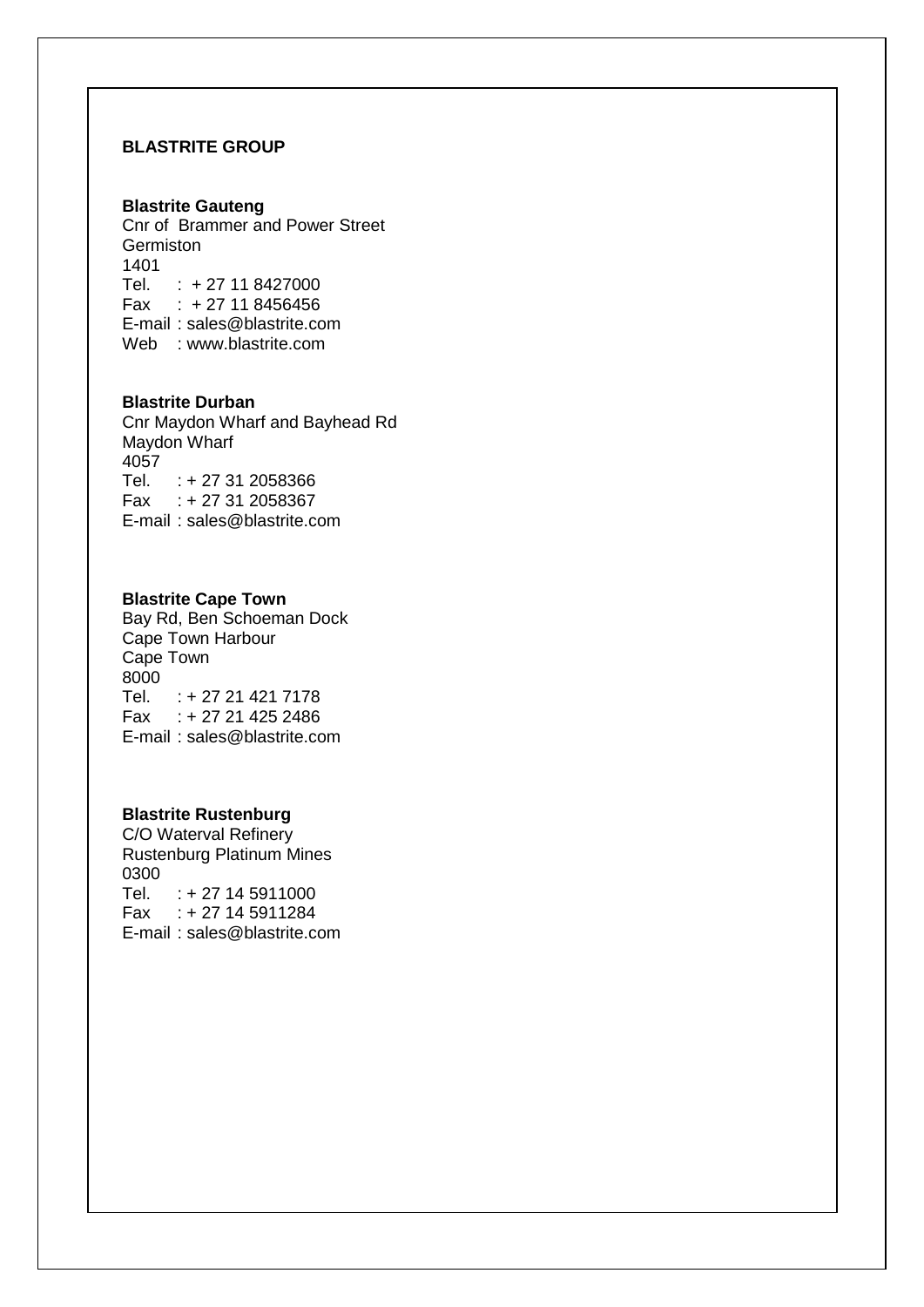**BLASTRITE GROUP**

**Blastrite Gauteng**
Cnr of Brammer and Power Street
Germiston
1401
Tel. : + 27 11 8427000
Fax : + 27 11 8456456
E-mail : sales@blastrite.com
Web : www.blastrite.com

**Blastrite Durban**
Cnr Maydon Wharf and Bayhead Rd
Maydon Wharf
4057
Tel. : + 27 31 2058366
Fax : + 27 31 2058367
E-mail : sales@blastrite.com

**Blastrite Cape Town**
Bay Rd, Ben Schoeman Dock
Cape Town Harbour
Cape Town
8000
Tel. : + 27 21 421 7178
Fax : + 27 21 425 2486
E-mail : sales@blastrite.com

**Blastrite Rustenburg**
C/O Waterval Refinery
Rustenburg Platinum Mines
0300
Tel. : + 27 14 5911000
Fax : + 27 14 5911284
E-mail : sales@blastrite.com